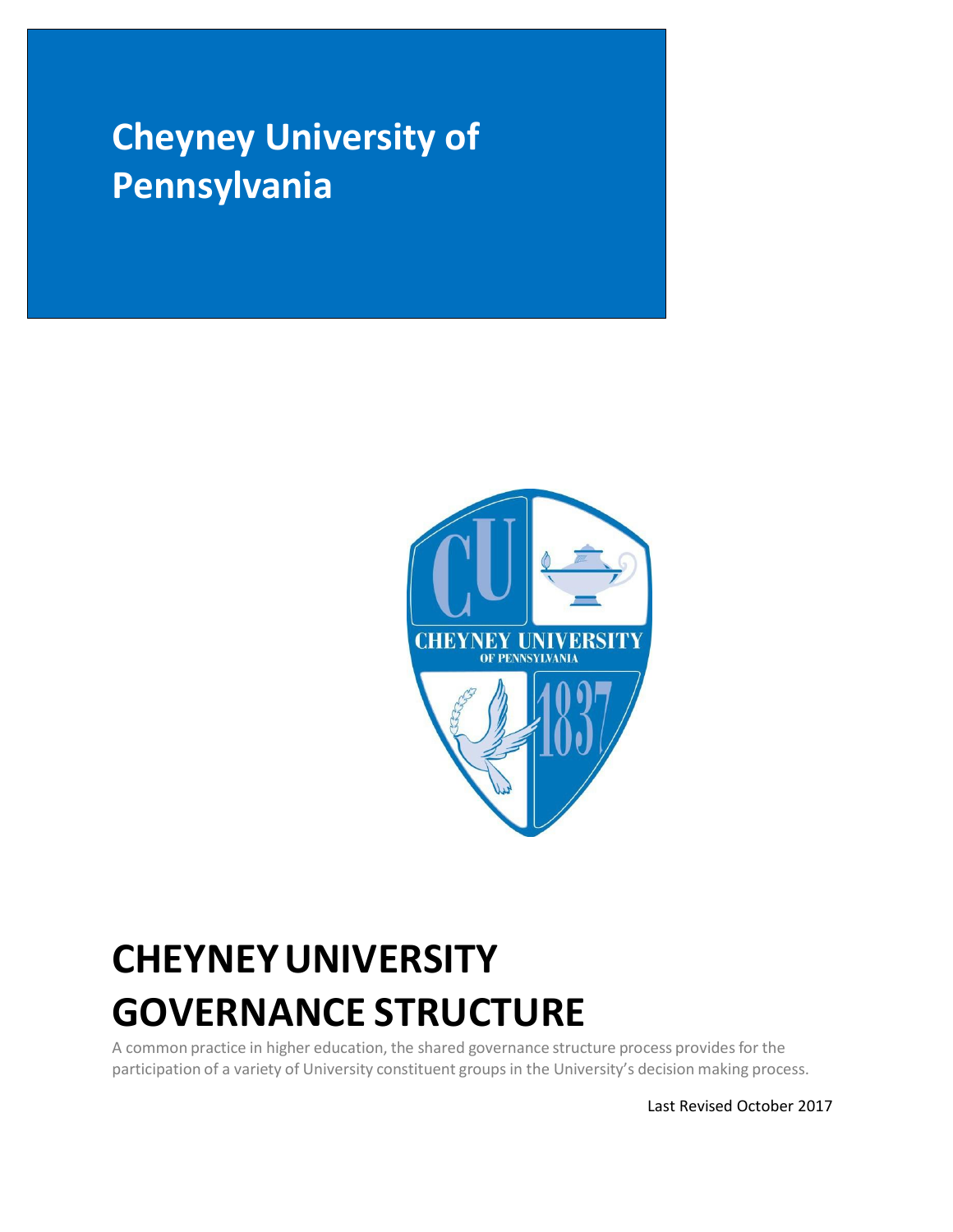# Cheyney University of Pennsylvania

# CHEYNEY UNIVERSITY GOVERNANCE STRUCTURE

A common practice in higher education, the shared governance structure process provides for the participation of a variety of University constituent groups in the University's decision making process.

Last Revised October 2017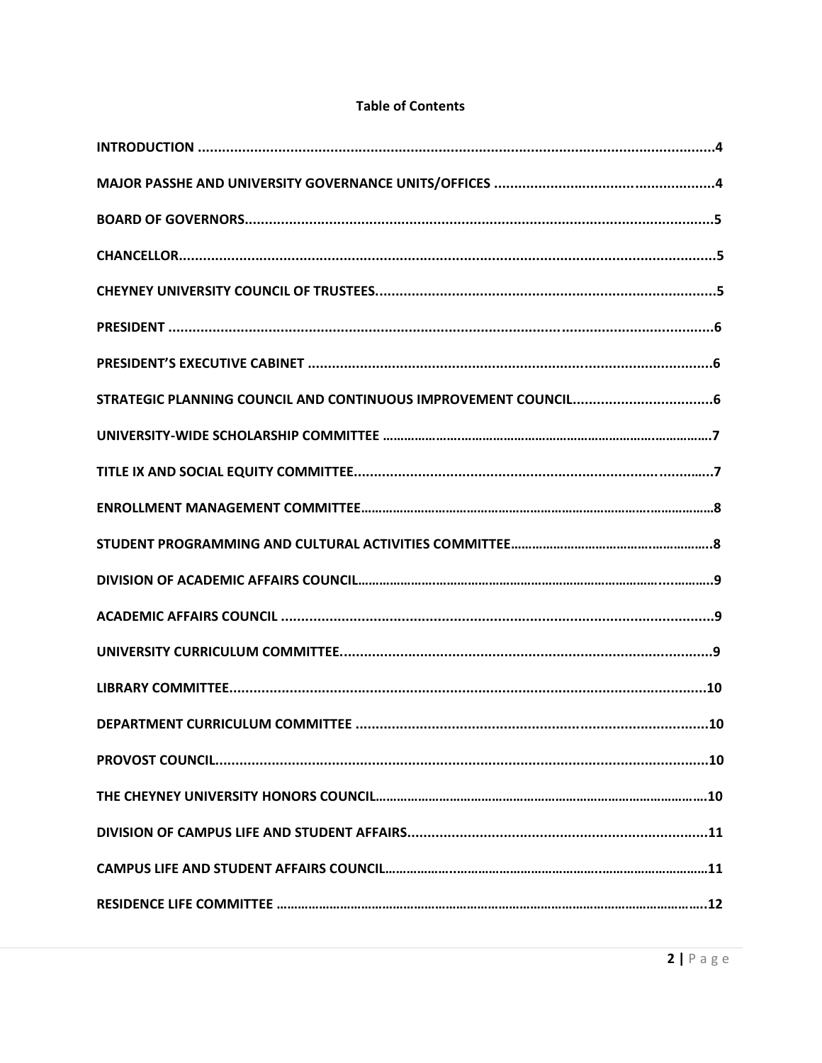## Table of Contents

- INTRODUCTION ....................................................................................................4
- MAJOR PASSHE AND UNIVERSITY GOVERNANCE UNITS/OFFICES ....................................................4
- BOARD OF GOVERNORS............................................................................................5
- CHANCELLOR.....................................................................................................5
- CHEYNEY UNIVERSITY COUNCIL OF TRUSTEES.......................................................................5
- PRESIDENT ......................................................................................................6
- PRESIDENT'S EXECUTIVE CABINET ..................................................................................6
- STRATEGIC PLANNING COUNCIL AND CONTINUOUS IMPROVEMENT COUNCIL..................................6
- UNIVERSITY-WIDE SCHOLARSHIP COMMITTEE ........................................................................7
- TITLE IX AND SOCIAL EQUITY COMMITTEE.........................................................................7
- ENROLLMENT MANAGEMENT COMMITTEE.................................................................................8
- STUDENT PROGRAMMING AND CULTURAL ACTIVITIES COMMITTEE..................................................8
- DIVISION OF ACADEMIC AFFAIRS COUNCIL..........................................................................9
- ACADEMIC AFFAIRS COUNCIL .......................................................................................9
- UNIVERSITY CURRICULUM COMMITTEE.................................................................................9
- LIBRARY COMMITTEE...............................................................................................10
- DEPARTMENT CURRICULUM COMMITTEE ...............................................................................10
- PROVOST COUNCIL.................................................................................................10
- THE CHEYNEY UNIVERSITY HONORS COUNCIL...........................................................................10
- DIVISION OF CAMPUS LIFE AND STUDENT AFFAIRS.....................................................................11
- CAMPUS LIFE AND STUDENT AFFAIRS COUNCIL.........................................................................11
- RESIDENCE LIFE COMMITTEE ........................................................................................12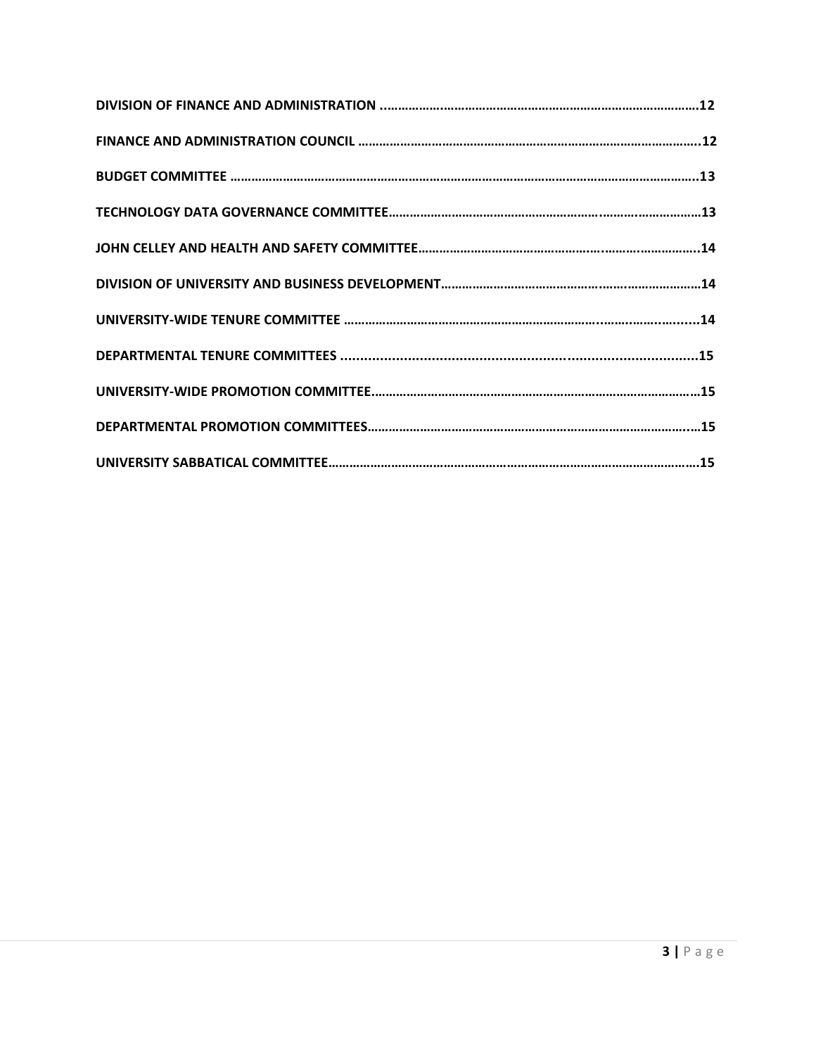**DIVISION OF FINANCE AND ADMINISTRATION** ............................................................................................12

**FINANCE AND ADMINISTRATION COUNCIL** ..............................................................................................12

**BUDGET COMMITTEE** ...............................................................................................................................13

**TECHNOLOGY DATA GOVERNANCE COMMITTEE**..................................................................................13

**JOHN CELLEY AND HEALTH AND SAFETY COMMITTEE**...........................................................................14

**DIVISION OF UNIVERSITY AND BUSINESS DEVELOPMENT**.......................................................................14

**UNIVERSITY-WIDE TENURE COMMITTEE** ...............................................................................................14

**DEPARTMENTAL TENURE COMMITTEES** .................................................................................................15

**UNIVERSITY-WIDE PROMOTION COMMITTEE**.........................................................................................15

**DEPARTMENTAL PROMOTION COMMITTEES**..........................................................................................15

**UNIVERSITY SABBATICAL COMMITTEE**....................................................................................................15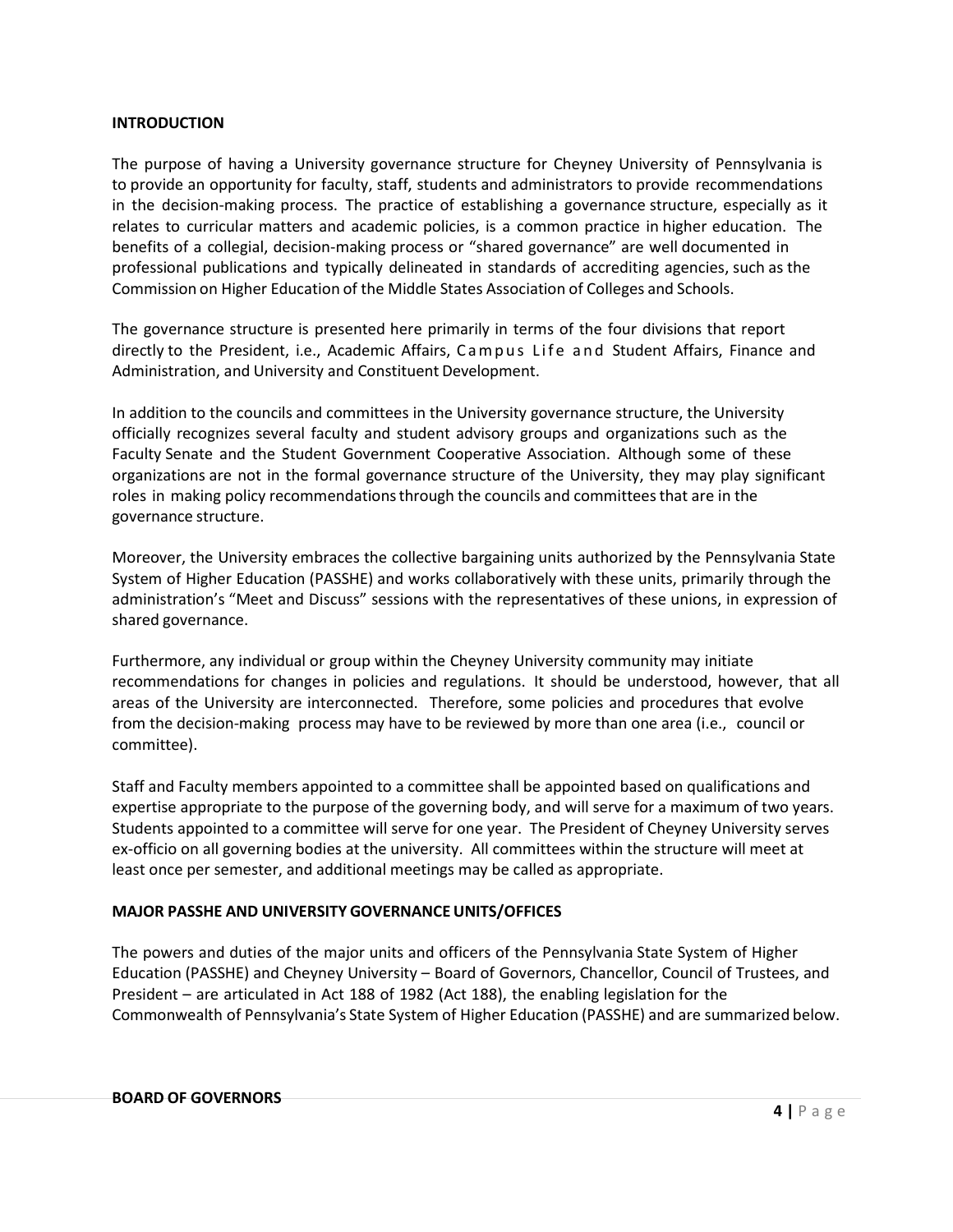## INTRODUCTION

The purpose of having a University governance structure for Cheyney University of Pennsylvania is to provide an opportunity for faculty, staff, students and administrators to provide recommendations in the decision-making process. The practice of establishing a governance structure, especially as it relates to curricular matters and academic policies, is a common practice in higher education. The benefits of a collegial, decision-making process or "shared governance" are well documented in professional publications and typically delineated in standards of accrediting agencies, such as the Commission on Higher Education of the Middle States Association of Colleges and Schools.

The governance structure is presented here primarily in terms of the four divisions that report directly to the President, i.e., Academic Affairs, Campus Life and Student Affairs, Finance and Administration, and University and Constituent Development.

In addition to the councils and committees in the University governance structure, the University officially recognizes several faculty and student advisory groups and organizations such as the Faculty Senate and the Student Government Cooperative Association. Although some of these organizations are not in the formal governance structure of the University, they may play significant roles in making policy recommendations through the councils and committees that are in the governance structure.

Moreover, the University embraces the collective bargaining units authorized by the Pennsylvania State System of Higher Education (PASSHE) and works collaboratively with these units, primarily through the administration's "Meet and Discuss" sessions with the representatives of these unions, in expression of shared governance.

Furthermore, any individual or group within the Cheyney University community may initiate recommendations for changes in policies and regulations. It should be understood, however, that all areas of the University are interconnected. Therefore, some policies and procedures that evolve from the decision-making process may have to be reviewed by more than one area (i.e., council or committee).

Staff and Faculty members appointed to a committee shall be appointed based on qualifications and expertise appropriate to the purpose of the governing body, and will serve for a maximum of two years. Students appointed to a committee will serve for one year. The President of Cheyney University serves ex-officio on all governing bodies at the university. All committees within the structure will meet at least once per semester, and additional meetings may be called as appropriate.

## MAJOR PASSHE AND UNIVERSITY GOVERNANCE UNITS/OFFICES

The powers and duties of the major units and officers of the Pennsylvania State System of Higher Education (PASSHE) and Cheyney University – Board of Governors, Chancellor, Council of Trustees, and President – are articulated in Act 188 of 1982 (Act 188), the enabling legislation for the Commonwealth of Pennsylvania's State System of Higher Education (PASSHE) and are summarized below.

### BOARD OF GOVERNORS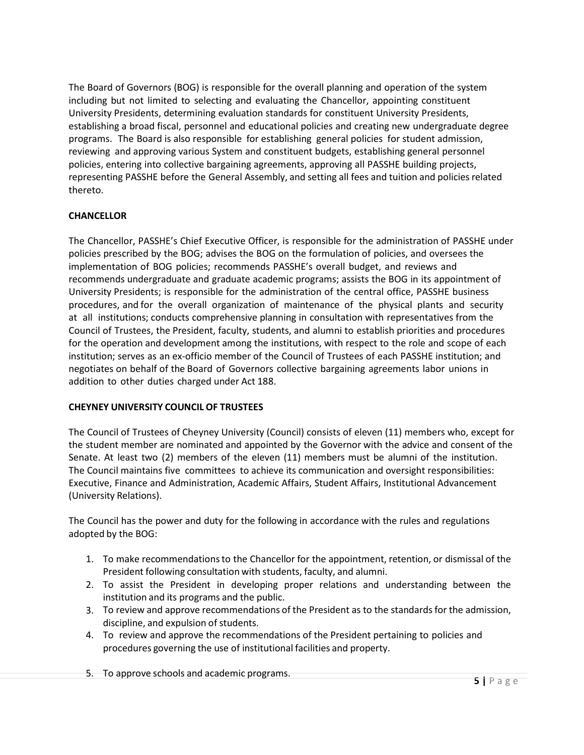The Board of Governors (BOG) is responsible for the overall planning and operation of the system including but not limited to selecting and evaluating the Chancellor, appointing constituent University Presidents, determining evaluation standards for constituent University Presidents, establishing a broad fiscal, personnel and educational policies and creating new undergraduate degree programs. The Board is also responsible for establishing general policies for student admission, reviewing and approving various System and constituent budgets, establishing general personnel policies, entering into collective bargaining agreements, approving all PASSHE building projects, representing PASSHE before the General Assembly, and setting all fees and tuition and policies related thereto.

**CHANCELLOR**

The Chancellor, PASSHE's Chief Executive Officer, is responsible for the administration of PASSHE under policies prescribed by the BOG; advises the BOG on the formulation of policies, and oversees the implementation of BOG policies; recommends PASSHE's overall budget, and reviews and recommends undergraduate and graduate academic programs; assists the BOG in its appointment of University Presidents; is responsible for the administration of the central office, PASSHE business procedures, and for the overall organization of maintenance of the physical plants and security at all institutions; conducts comprehensive planning in consultation with representatives from the Council of Trustees, the President, faculty, students, and alumni to establish priorities and procedures for the operation and development among the institutions, with respect to the role and scope of each institution; serves as an ex-officio member of the Council of Trustees of each PASSHE institution; and negotiates on behalf of the Board of Governors collective bargaining agreements labor unions in addition to other duties charged under Act 188.

**CHEYNEY UNIVERSITY COUNCIL OF TRUSTEES**

The Council of Trustees of Cheyney University (Council) consists of eleven (11) members who, except for the student member are nominated and appointed by the Governor with the advice and consent of the Senate. At least two (2) members of the eleven (11) members must be alumni of the institution. The Council maintains five committees to achieve its communication and oversight responsibilities: Executive, Finance and Administration, Academic Affairs, Student Affairs, Institutional Advancement (University Relations).

The Council has the power and duty for the following in accordance with the rules and regulations adopted by the BOG:

1. To make recommendations to the Chancellor for the appointment, retention, or dismissal of the President following consultation with students, faculty, and alumni.
2. To assist the President in developing proper relations and understanding between the institution and its programs and the public.
3. To review and approve recommendations of the President as to the standards for the admission, discipline, and expulsion of students.
4. To review and approve the recommendations of the President pertaining to policies and procedures governing the use of institutional facilities and property.
5. To approve schools and academic programs.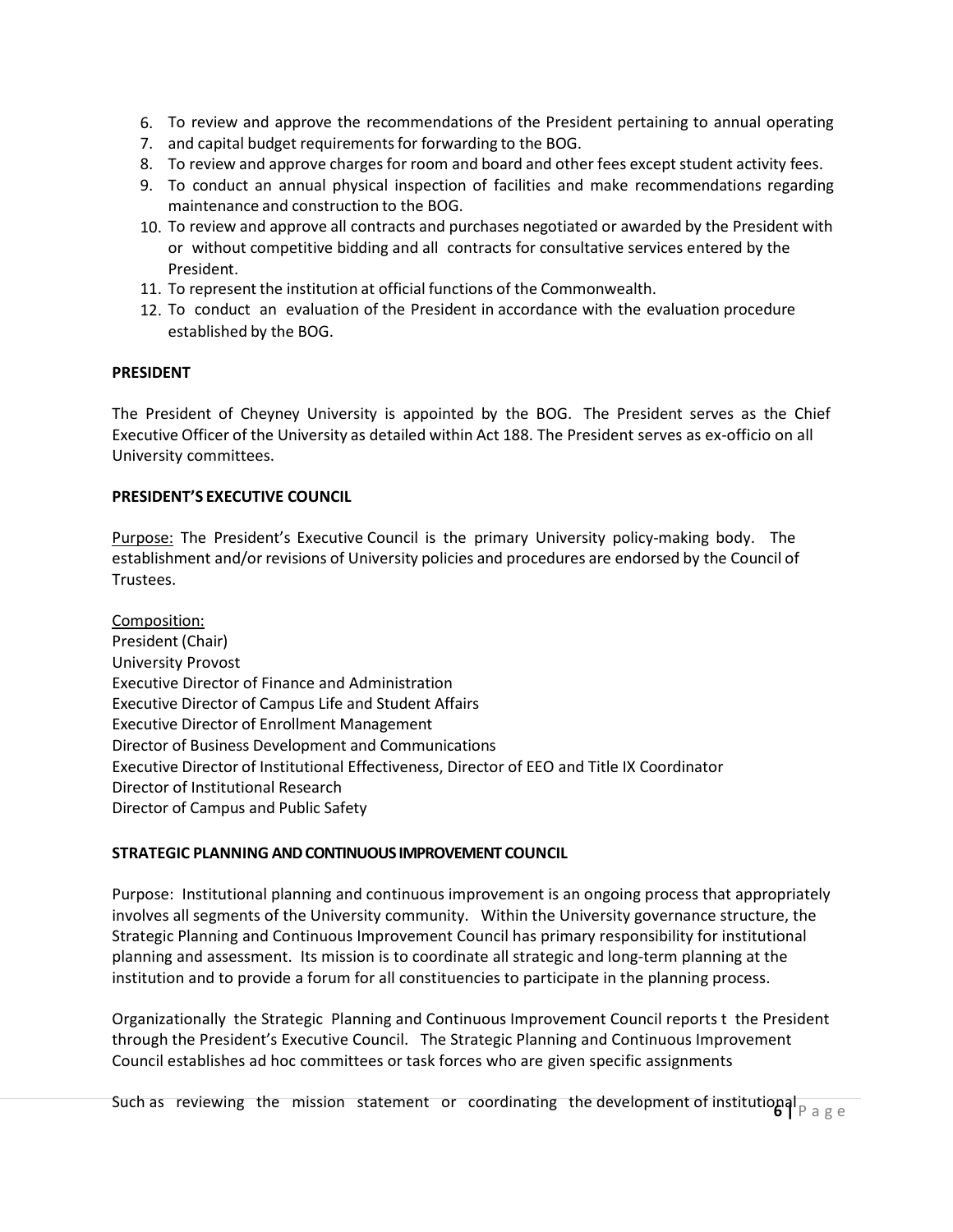6. To review and approve the recommendations of the President pertaining to annual operating
7. and capital budget requirements for forwarding to the BOG.
8. To review and approve charges for room and board and other fees except student activity fees.
9. To conduct an annual physical inspection of facilities and make recommendations regarding maintenance and construction to the BOG.
10. To review and approve all contracts and purchases negotiated or awarded by the President with or without competitive bidding and all contracts for consultative services entered by the President.
11. To represent the institution at official functions of the Commonwealth.
12. To conduct an evaluation of the President in accordance with the evaluation procedure established by the BOG.

**PRESIDENT**

The President of Cheyney University is appointed by the BOG. The President serves as the Chief Executive Officer of the University as detailed within Act 188. The President serves as ex-officio on all University committees.

**PRESIDENT'S EXECUTIVE COUNCIL**

Purpose: The President's Executive Council is the primary University policy-making body. The establishment and/or revisions of University policies and procedures are endorsed by the Council of Trustees.

Composition:
President (Chair)
University Provost
Executive Director of Finance and Administration
Executive Director of Campus Life and Student Affairs
Executive Director of Enrollment Management
Director of Business Development and Communications
Executive Director of Institutional Effectiveness, Director of EEO and Title IX Coordinator
Director of Institutional Research
Director of Campus and Public Safety

**STRATEGIC PLANNING AND CONTINUOUS IMPROVEMENT COUNCIL**

Purpose: Institutional planning and continuous improvement is an ongoing process that appropriately involves all segments of the University community. Within the University governance structure, the Strategic Planning and Continuous Improvement Council has primary responsibility for institutional planning and assessment. Its mission is to coordinate all strategic and long-term planning at the institution and to provide a forum for all constituencies to participate in the planning process.

Organizationally the Strategic Planning and Continuous Improvement Council reports t the President through the President's Executive Council. The Strategic Planning and Continuous Improvement Council establishes ad hoc committees or task forces who are given specific assignments

Such as reviewing the mission statement or coordinating the development of institutional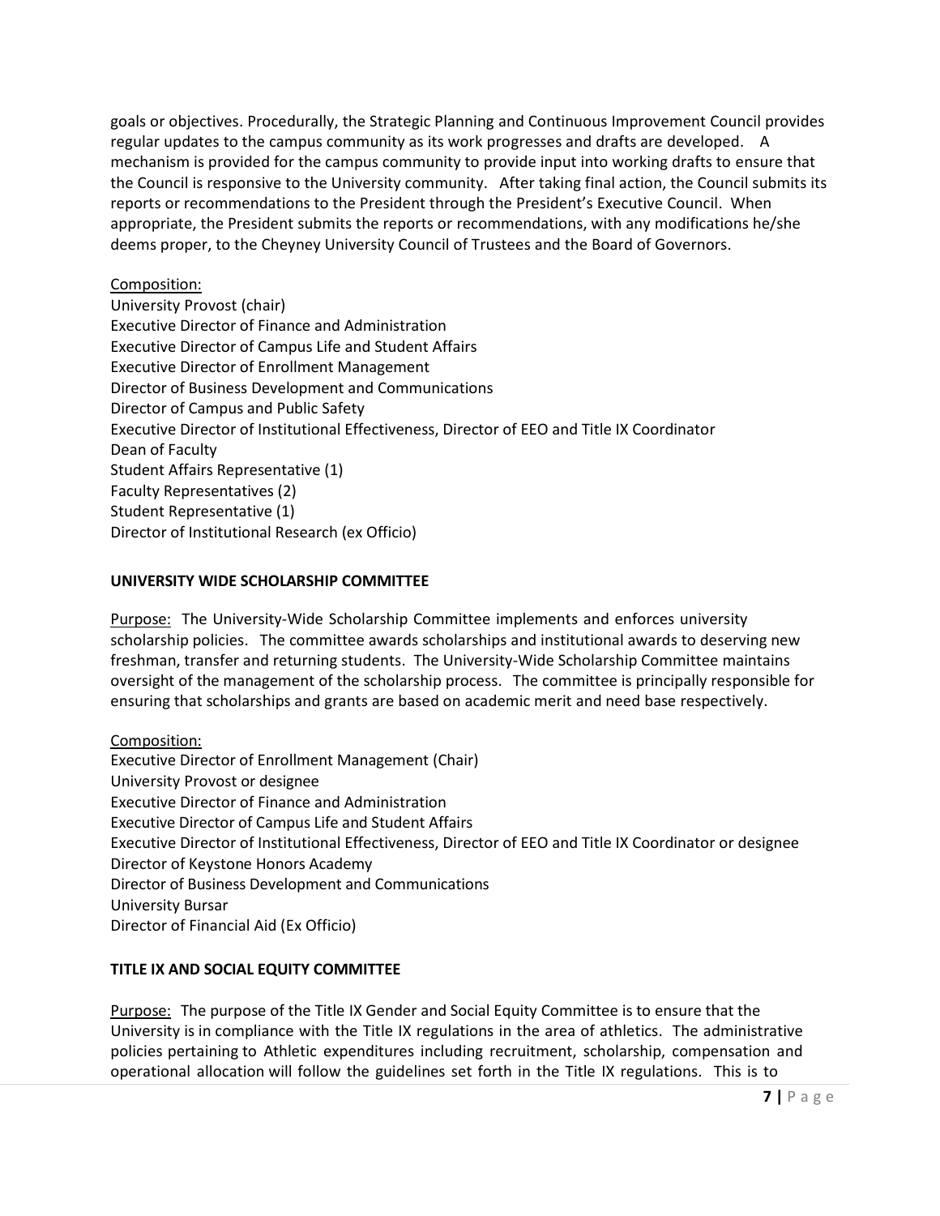goals or objectives. Procedurally, the Strategic Planning and Continuous Improvement Council provides regular updates to the campus community as its work progresses and drafts are developed. A mechanism is provided for the campus community to provide input into working drafts to ensure that the Council is responsive to the University community. After taking final action, the Council submits its reports or recommendations to the President through the President's Executive Council. When appropriate, the President submits the reports or recommendations, with any modifications he/she deems proper, to the Cheyney University Council of Trustees and the Board of Governors.

Composition:
University Provost (chair)
Executive Director of Finance and Administration
Executive Director of Campus Life and Student Affairs
Executive Director of Enrollment Management
Director of Business Development and Communications
Director of Campus and Public Safety
Executive Director of Institutional Effectiveness, Director of EEO and Title IX Coordinator
Dean of Faculty
Student Affairs Representative (1)
Faculty Representatives (2)
Student Representative (1)
Director of Institutional Research (ex Officio)

**UNIVERSITY WIDE SCHOLARSHIP COMMITTEE**

Purpose: The University-Wide Scholarship Committee implements and enforces university scholarship policies. The committee awards scholarships and institutional awards to deserving new freshman, transfer and returning students. The University-Wide Scholarship Committee maintains oversight of the management of the scholarship process. The committee is principally responsible for ensuring that scholarships and grants are based on academic merit and need base respectively.

Composition:
Executive Director of Enrollment Management (Chair)
University Provost or designee
Executive Director of Finance and Administration
Executive Director of Campus Life and Student Affairs
Executive Director of Institutional Effectiveness, Director of EEO and Title IX Coordinator or designee
Director of Keystone Honors Academy
Director of Business Development and Communications
University Bursar
Director of Financial Aid (Ex Officio)

**TITLE IX AND SOCIAL EQUITY COMMITTEE**

Purpose: The purpose of the Title IX Gender and Social Equity Committee is to ensure that the University is in compliance with the Title IX regulations in the area of athletics. The administrative policies pertaining to Athletic expenditures including recruitment, scholarship, compensation and operational allocation will follow the guidelines set forth in the Title IX regulations. This is to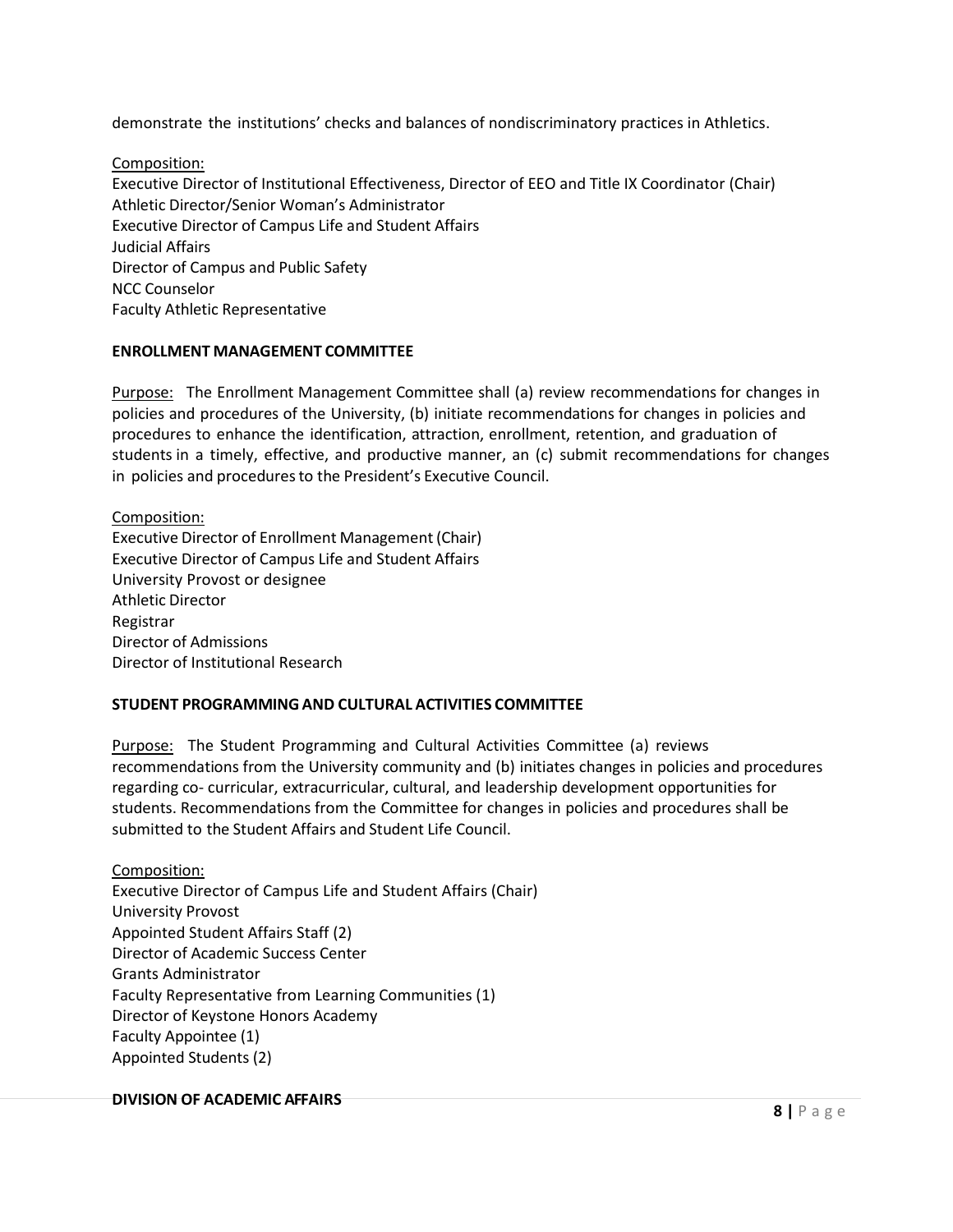demonstrate the institutions' checks and balances of nondiscriminatory practices in Athletics.

Composition:
Executive Director of Institutional Effectiveness, Director of EEO and Title IX Coordinator (Chair)
Athletic Director/Senior Woman's Administrator
Executive Director of Campus Life and Student Affairs
Judicial Affairs
Director of Campus and Public Safety
NCC Counselor
Faculty Athletic Representative

**ENROLLMENT MANAGEMENT COMMITTEE**

Purpose: The Enrollment Management Committee shall (a) review recommendations for changes in policies and procedures of the University, (b) initiate recommendations for changes in policies and procedures to enhance the identification, attraction, enrollment, retention, and graduation of students in a timely, effective, and productive manner, an (c) submit recommendations for changes in policies and procedures to the President's Executive Council.

Composition:
Executive Director of Enrollment Management (Chair)
Executive Director of Campus Life and Student Affairs
University Provost or designee
Athletic Director
Registrar
Director of Admissions
Director of Institutional Research

**STUDENT PROGRAMMING AND CULTURAL ACTIVITIES COMMITTEE**

Purpose: The Student Programming and Cultural Activities Committee (a) reviews recommendations from the University community and (b) initiates changes in policies and procedures regarding co- curricular, extracurricular, cultural, and leadership development opportunities for students. Recommendations from the Committee for changes in policies and procedures shall be submitted to the Student Affairs and Student Life Council.

Composition:
Executive Director of Campus Life and Student Affairs (Chair)
University Provost
Appointed Student Affairs Staff (2)
Director of Academic Success Center
Grants Administrator
Faculty Representative from Learning Communities (1)
Director of Keystone Honors Academy
Faculty Appointee (1)
Appointed Students (2)

**DIVISION OF ACADEMIC AFFAIRS**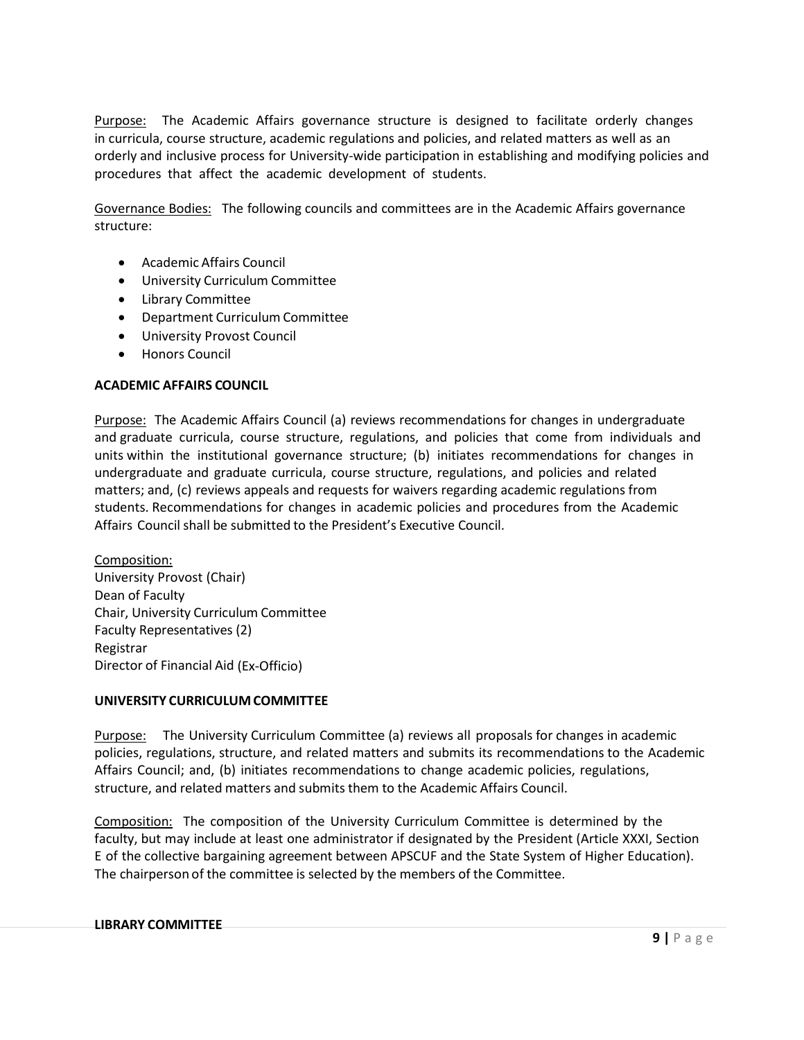Purpose: The Academic Affairs governance structure is designed to facilitate orderly changes in curricula, course structure, academic regulations and policies, and related matters as well as an orderly and inclusive process for University-wide participation in establishing and modifying policies and procedures that affect the academic development of students.

Governance Bodies: The following councils and committees are in the Academic Affairs governance structure:

- Academic Affairs Council
- University Curriculum Committee
- Library Committee
- Department Curriculum Committee
- University Provost Council
- Honors Council

**ACADEMIC AFFAIRS COUNCIL**

Purpose: The Academic Affairs Council (a) reviews recommendations for changes in undergraduate and graduate curricula, course structure, regulations, and policies that come from individuals and units within the institutional governance structure; (b) initiates recommendations for changes in undergraduate and graduate curricula, course structure, regulations, and policies and related matters; and, (c) reviews appeals and requests for waivers regarding academic regulations from students. Recommendations for changes in academic policies and procedures from the Academic Affairs Council shall be submitted to the President's Executive Council.

Composition:
University Provost (Chair)
Dean of Faculty
Chair, University Curriculum Committee
Faculty Representatives (2)
Registrar
Director of Financial Aid (Ex-Officio)

**UNIVERSITY CURRICULUM COMMITTEE**

Purpose: The University Curriculum Committee (a) reviews all proposals for changes in academic policies, regulations, structure, and related matters and submits its recommendations to the Academic Affairs Council; and, (b) initiates recommendations to change academic policies, regulations, structure, and related matters and submits them to the Academic Affairs Council.

Composition: The composition of the University Curriculum Committee is determined by the faculty, but may include at least one administrator if designated by the President (Article XXXI, Section E of the collective bargaining agreement between APSCUF and the State System of Higher Education). The chairperson of the committee is selected by the members of the Committee.

**LIBRARY COMMITTEE**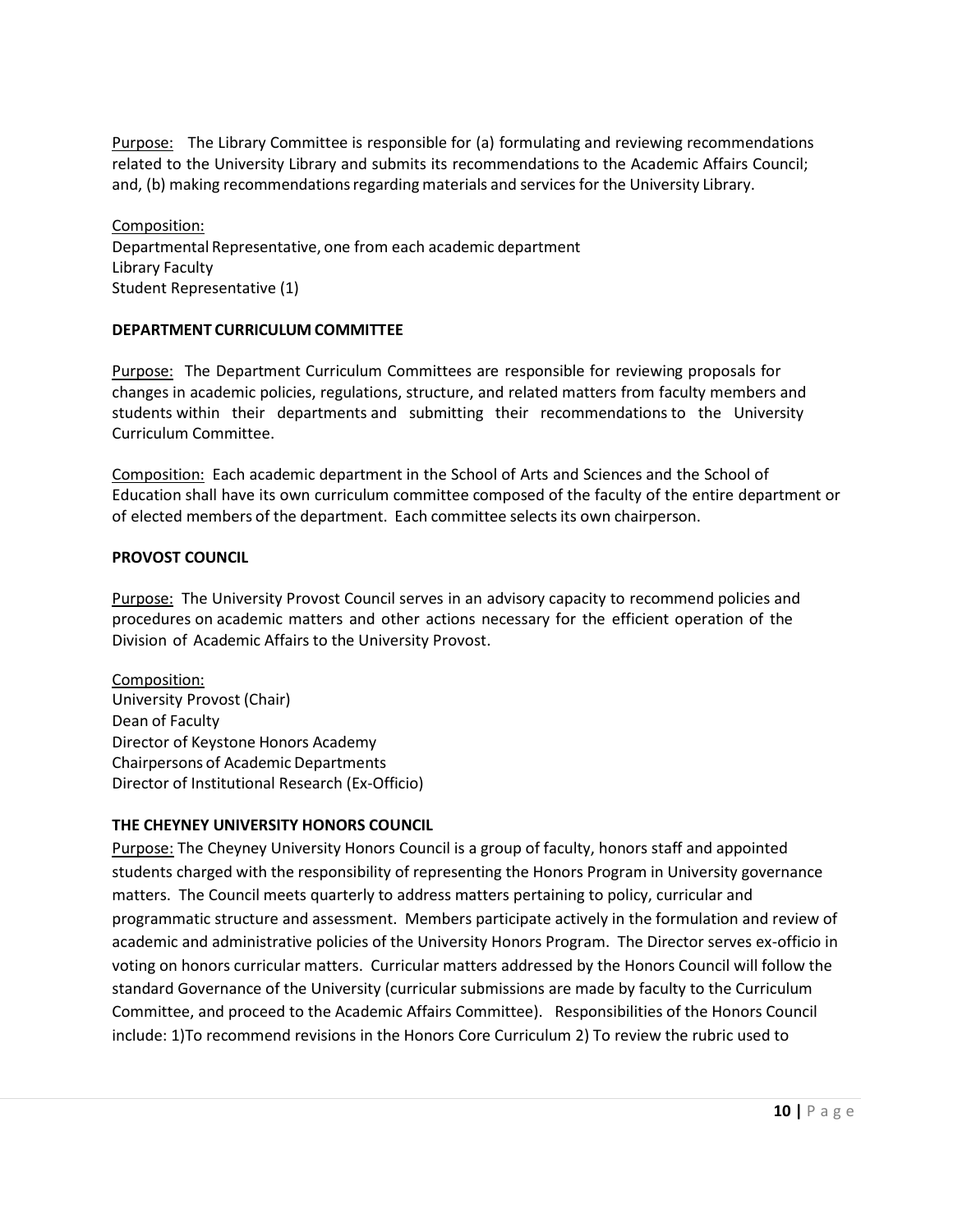Purpose: The Library Committee is responsible for (a) formulating and reviewing recommendations related to the University Library and submits its recommendations to the Academic Affairs Council; and, (b) making recommendations regarding materials and services for the University Library.

Composition:
Departmental Representative, one from each academic department
Library Faculty
Student Representative (1)

**DEPARTMENT CURRICULUM COMMITTEE**

Purpose: The Department Curriculum Committees are responsible for reviewing proposals for changes in academic policies, regulations, structure, and related matters from faculty members and students within their departments and submitting their recommendations to the University Curriculum Committee.

Composition: Each academic department in the School of Arts and Sciences and the School of Education shall have its own curriculum committee composed of the faculty of the entire department or of elected members of the department. Each committee selects its own chairperson.

**PROVOST COUNCIL**

Purpose: The University Provost Council serves in an advisory capacity to recommend policies and procedures on academic matters and other actions necessary for the efficient operation of the Division of Academic Affairs to the University Provost.

Composition:
University Provost (Chair)
Dean of Faculty
Director of Keystone Honors Academy
Chairpersons of Academic Departments
Director of Institutional Research (Ex-Officio)

**THE CHEYNEY UNIVERSITY HONORS COUNCIL**

Purpose: The Cheyney University Honors Council is a group of faculty, honors staff and appointed students charged with the responsibility of representing the Honors Program in University governance matters. The Council meets quarterly to address matters pertaining to policy, curricular and programmatic structure and assessment. Members participate actively in the formulation and review of academic and administrative policies of the University Honors Program. The Director serves ex-officio in voting on honors curricular matters. Curricular matters addressed by the Honors Council will follow the standard Governance of the University (curricular submissions are made by faculty to the Curriculum Committee, and proceed to the Academic Affairs Committee). Responsibilities of the Honors Council include: 1)To recommend revisions in the Honors Core Curriculum 2) To review the rubric used to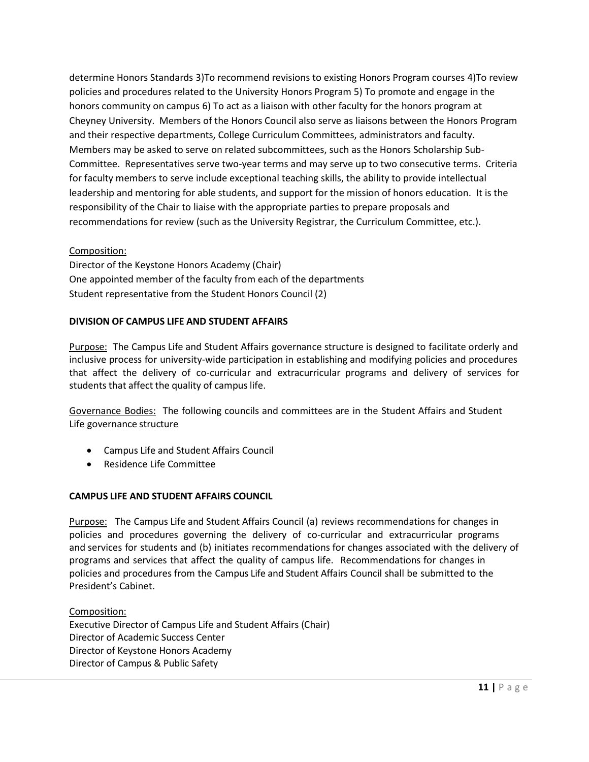determine Honors Standards 3)To recommend revisions to existing Honors Program courses 4)To review policies and procedures related to the University Honors Program 5) To promote and engage in the honors community on campus 6) To act as a liaison with other faculty for the honors program at Cheyney University. Members of the Honors Council also serve as liaisons between the Honors Program and their respective departments, College Curriculum Committees, administrators and faculty. Members may be asked to serve on related subcommittees, such as the Honors Scholarship Sub-Committee. Representatives serve two-year terms and may serve up to two consecutive terms. Criteria for faculty members to serve include exceptional teaching skills, the ability to provide intellectual leadership and mentoring for able students, and support for the mission of honors education. It is the responsibility of the Chair to liaise with the appropriate parties to prepare proposals and recommendations for review (such as the University Registrar, the Curriculum Committee, etc.).

Composition:
Director of the Keystone Honors Academy (Chair)
One appointed member of the faculty from each of the departments
Student representative from the Student Honors Council (2)

**DIVISION OF CAMPUS LIFE AND STUDENT AFFAIRS**

Purpose: The Campus Life and Student Affairs governance structure is designed to facilitate orderly and inclusive process for university-wide participation in establishing and modifying policies and procedures that affect the delivery of co-curricular and extracurricular programs and delivery of services for students that affect the quality of campus life.

Governance Bodies: The following councils and committees are in the Student Affairs and Student Life governance structure

- Campus Life and Student Affairs Council
- Residence Life Committee

**CAMPUS LIFE AND STUDENT AFFAIRS COUNCIL**

Purpose: The Campus Life and Student Affairs Council (a) reviews recommendations for changes in policies and procedures governing the delivery of co-curricular and extracurricular programs and services for students and (b) initiates recommendations for changes associated with the delivery of programs and services that affect the quality of campus life. Recommendations for changes in policies and procedures from the Campus Life and Student Affairs Council shall be submitted to the President's Cabinet.

Composition:
Executive Director of Campus Life and Student Affairs (Chair)
Director of Academic Success Center
Director of Keystone Honors Academy
Director of Campus & Public Safety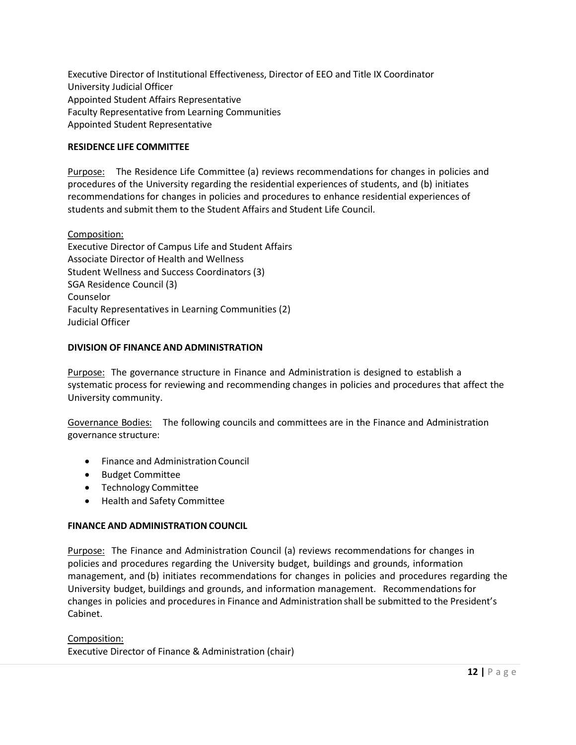Executive Director of Institutional Effectiveness, Director of EEO and Title IX Coordinator
University Judicial Officer
Appointed Student Affairs Representative
Faculty Representative from Learning Communities
Appointed Student Representative

**RESIDENCE LIFE COMMITTEE**

Purpose: The Residence Life Committee (a) reviews recommendations for changes in policies and procedures of the University regarding the residential experiences of students, and (b) initiates recommendations for changes in policies and procedures to enhance residential experiences of students and submit them to the Student Affairs and Student Life Council.

Composition:
Executive Director of Campus Life and Student Affairs
Associate Director of Health and Wellness
Student Wellness and Success Coordinators (3)
SGA Residence Council (3)
Counselor
Faculty Representatives in Learning Communities (2)
Judicial Officer

**DIVISION OF FINANCE AND ADMINISTRATION**

Purpose: The governance structure in Finance and Administration is designed to establish a systematic process for reviewing and recommending changes in policies and procedures that affect the University community.

Governance Bodies: The following councils and committees are in the Finance and Administration governance structure:

- Finance and Administration Council
- Budget Committee
- Technology Committee
- Health and Safety Committee

**FINANCE AND ADMINISTRATION COUNCIL**

Purpose: The Finance and Administration Council (a) reviews recommendations for changes in policies and procedures regarding the University budget, buildings and grounds, information management, and (b) initiates recommendations for changes in policies and procedures regarding the University budget, buildings and grounds, and information management. Recommendations for changes in policies and procedures in Finance and Administration shall be submitted to the President's Cabinet.

Composition:
Executive Director of Finance & Administration (chair)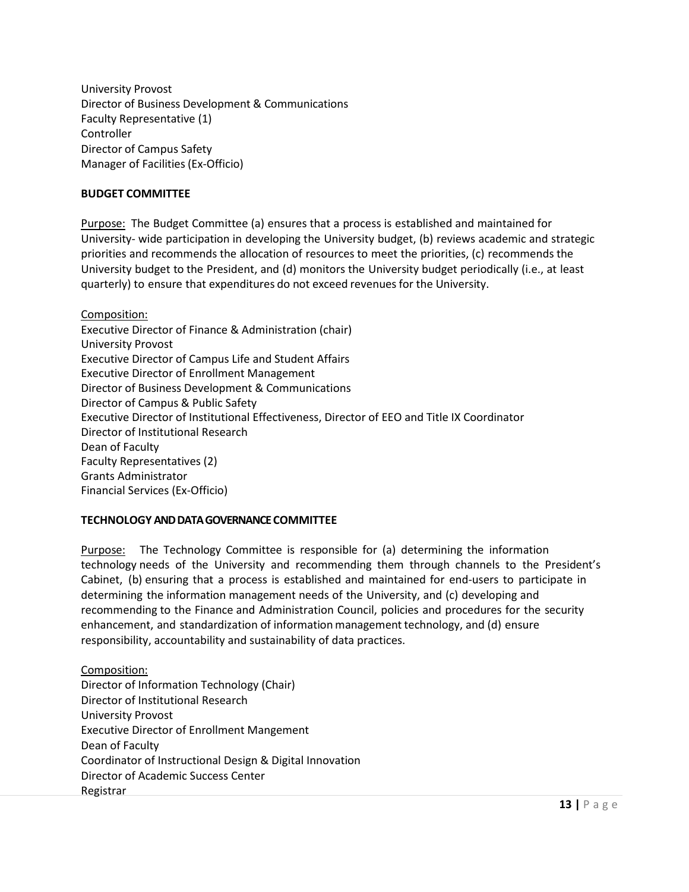University Provost
Director of Business Development & Communications
Faculty Representative (1)
Controller
Director of Campus Safety
Manager of Facilities (Ex-Officio)

**BUDGET COMMITTEE**

Purpose: The Budget Committee (a) ensures that a process is established and maintained for University- wide participation in developing the University budget, (b) reviews academic and strategic priorities and recommends the allocation of resources to meet the priorities, (c) recommends the University budget to the President, and (d) monitors the University budget periodically (i.e., at least quarterly) to ensure that expenditures do not exceed revenues for the University.

Composition:
Executive Director of Finance & Administration (chair)
University Provost
Executive Director of Campus Life and Student Affairs
Executive Director of Enrollment Management
Director of Business Development & Communications
Director of Campus & Public Safety
Executive Director of Institutional Effectiveness, Director of EEO and Title IX Coordinator
Director of Institutional Research
Dean of Faculty
Faculty Representatives (2)
Grants Administrator
Financial Services (Ex-Officio)

**TECHNOLOGY AND DATA GOVERNANCE COMMITTEE**

Purpose: The Technology Committee is responsible for (a) determining the information technology needs of the University and recommending them through channels to the President's Cabinet, (b) ensuring that a process is established and maintained for end-users to participate in determining the information management needs of the University, and (c) developing and recommending to the Finance and Administration Council, policies and procedures for the security enhancement, and standardization of information management technology, and (d) ensure responsibility, accountability and sustainability of data practices.

Composition:
Director of Information Technology (Chair)
Director of Institutional Research
University Provost
Executive Director of Enrollment Mangement
Dean of Faculty
Coordinator of Instructional Design & Digital Innovation
Director of Academic Success Center
Registrar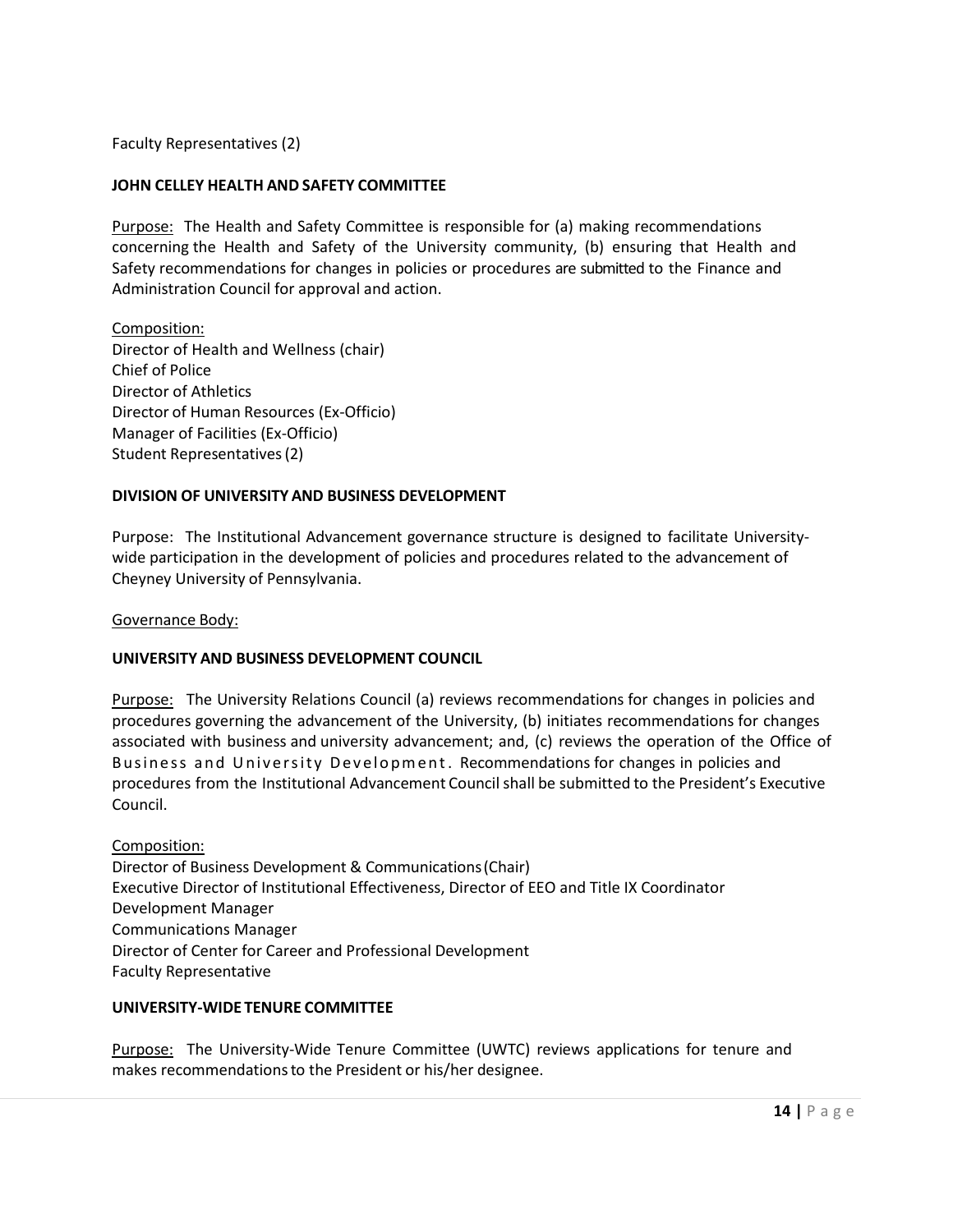Faculty Representatives (2)

**JOHN CELLEY HEALTH AND SAFETY COMMITTEE**

Purpose: The Health and Safety Committee is responsible for (a) making recommendations concerning the Health and Safety of the University community, (b) ensuring that Health and Safety recommendations for changes in policies or procedures are submitted to the Finance and Administration Council for approval and action.

Composition:
Director of Health and Wellness (chair)
Chief of Police
Director of Athletics
Director of Human Resources (Ex-Officio)
Manager of Facilities (Ex-Officio)
Student Representatives (2)

**DIVISION OF UNIVERSITY AND BUSINESS DEVELOPMENT**

Purpose: The Institutional Advancement governance structure is designed to facilitate University-wide participation in the development of policies and procedures related to the advancement of Cheyney University of Pennsylvania.

Governance Body:

**UNIVERSITY AND BUSINESS DEVELOPMENT COUNCIL**

Purpose: The University Relations Council (a) reviews recommendations for changes in policies and procedures governing the advancement of the University, (b) initiates recommendations for changes associated with business and university advancement; and, (c) reviews the operation of the Office of Business and University Development. Recommendations for changes in policies and procedures from the Institutional Advancement Council shall be submitted to the President's Executive Council.

Composition:
Director of Business Development & Communications (Chair)
Executive Director of Institutional Effectiveness, Director of EEO and Title IX Coordinator
Development Manager
Communications Manager
Director of Center for Career and Professional Development
Faculty Representative

**UNIVERSITY-WIDE TENURE COMMITTEE**

Purpose: The University-Wide Tenure Committee (UWTC) reviews applications for tenure and makes recommendations to the President or his/her designee.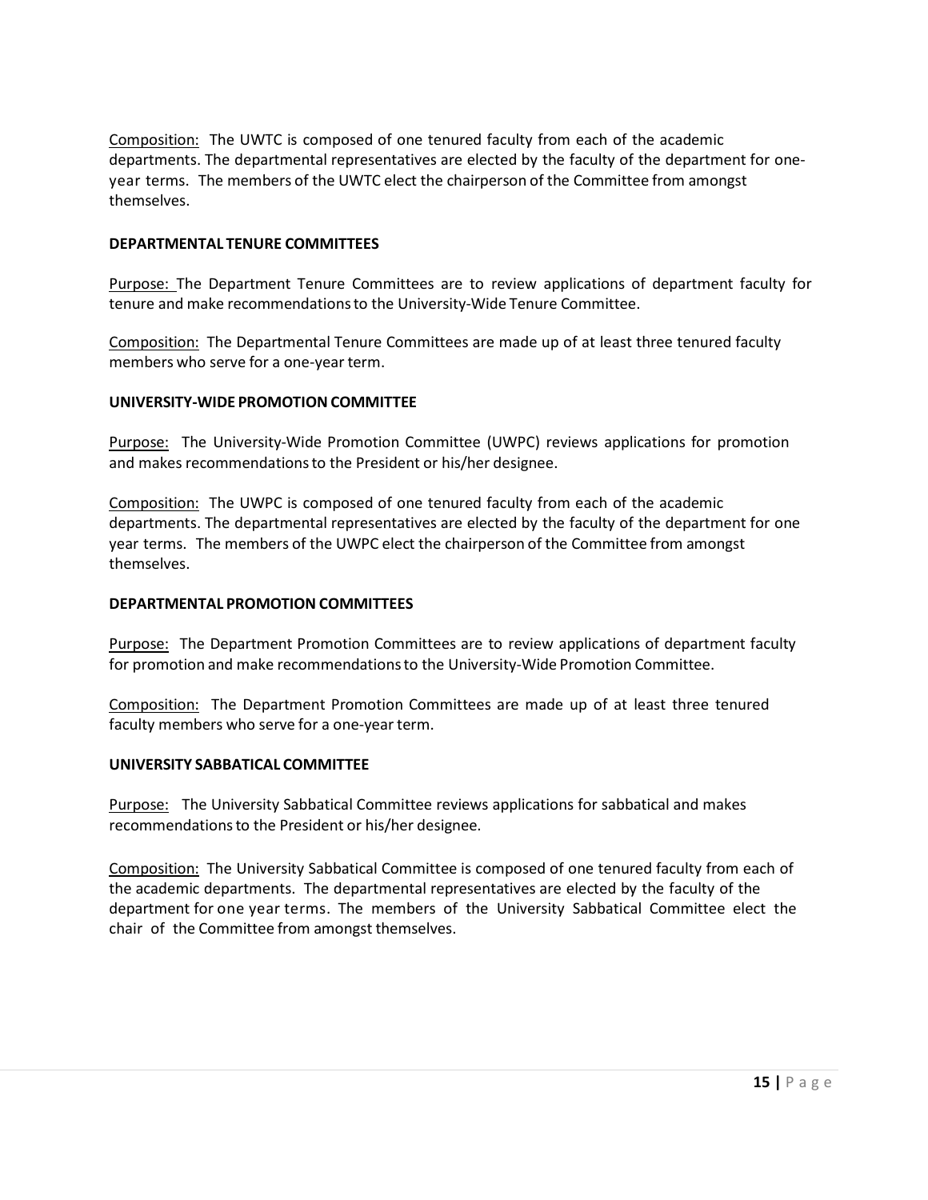Composition: The UWTC is composed of one tenured faculty from each of the academic departments. The departmental representatives are elected by the faculty of the department for one-year terms. The members of the UWTC elect the chairperson of the Committee from amongst themselves.

**DEPARTMENTAL TENURE COMMITTEES**

Purpose: The Department Tenure Committees are to review applications of department faculty for tenure and make recommendations to the University-Wide Tenure Committee.

Composition: The Departmental Tenure Committees are made up of at least three tenured faculty members who serve for a one-year term.

**UNIVERSITY-WIDE PROMOTION COMMITTEE**

Purpose: The University-Wide Promotion Committee (UWPC) reviews applications for promotion and makes recommendations to the President or his/her designee.

Composition: The UWPC is composed of one tenured faculty from each of the academic departments. The departmental representatives are elected by the faculty of the department for one year terms. The members of the UWPC elect the chairperson of the Committee from amongst themselves.

**DEPARTMENTAL PROMOTION COMMITTEES**

Purpose: The Department Promotion Committees are to review applications of department faculty for promotion and make recommendations to the University-Wide Promotion Committee.

Composition: The Department Promotion Committees are made up of at least three tenured faculty members who serve for a one-year term.

**UNIVERSITY SABBATICAL COMMITTEE**

Purpose: The University Sabbatical Committee reviews applications for sabbatical and makes recommendations to the President or his/her designee.

Composition: The University Sabbatical Committee is composed of one tenured faculty from each of the academic departments. The departmental representatives are elected by the faculty of the department for one year terms. The members of the University Sabbatical Committee elect the chair of the Committee from amongst themselves.